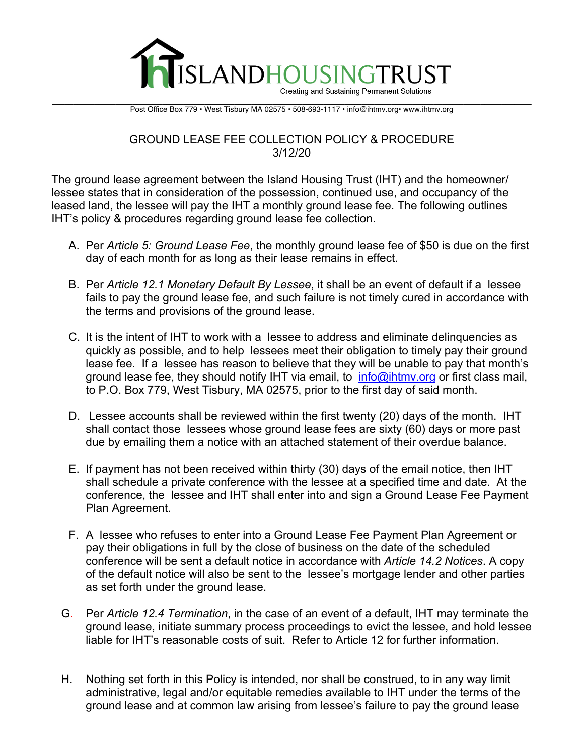# ISLANDHOUSINGTRUST

Creating and Sustaining Permanent Solutions

Post Office Box 779 • West Tisbury MA 02575 • 508-693-1117 • info@ihtmv.org• www.ihtmv.org

## GROUND LEASE FEE COLLECTION POLICY & PROCEDURE
3/12/20

The ground lease agreement between the Island Housing Trust (IHT) and the homeowner/ lessee states that in consideration of the possession, continued use, and occupancy of the leased land, the lessee will pay the IHT a monthly ground lease fee. The following outlines IHT's policy & procedures regarding ground lease fee collection.

A. Per *Article 5: Ground Lease Fee*, the monthly ground lease fee of $50 is due on the first day of each month for as long as their lease remains in effect.

B. Per *Article 12.1 Monetary Default By Lessee*, it shall be an event of default if a lessee fails to pay the ground lease fee, and such failure is not timely cured in accordance with the terms and provisions of the ground lease.

C. It is the intent of IHT to work with a lessee to address and eliminate delinquencies as quickly as possible, and to help lessees meet their obligation to timely pay their ground lease fee. If a lessee has reason to believe that they will be unable to pay that month's ground lease fee, they should notify IHT via email, to info@ihtmv.org or first class mail, to P.O. Box 779, West Tisbury, MA 02575, prior to the first day of said month.

D. Lessee accounts shall be reviewed within the first twenty (20) days of the month. IHT shall contact those lessees whose ground lease fees are sixty (60) days or more past due by emailing them a notice with an attached statement of their overdue balance.

E. If payment has not been received within thirty (30) days of the email notice, then IHT shall schedule a private conference with the lessee at a specified time and date. At the conference, the lessee and IHT shall enter into and sign a Ground Lease Fee Payment Plan Agreement.

F. A lessee who refuses to enter into a Ground Lease Fee Payment Plan Agreement or pay their obligations in full by the close of business on the date of the scheduled conference will be sent a default notice in accordance with *Article 14.2 Notices*. A copy of the default notice will also be sent to the lessee's mortgage lender and other parties as set forth under the ground lease.

G. Per *Article 12.4 Termination*, in the case of an event of a default, IHT may terminate the ground lease, initiate summary process proceedings to evict the lessee, and hold lessee liable for IHT's reasonable costs of suit. Refer to Article 12 for further information.

H. Nothing set forth in this Policy is intended, nor shall be construed, to in any way limit administrative, legal and/or equitable remedies available to IHT under the terms of the ground lease and at common law arising from lessee's failure to pay the ground lease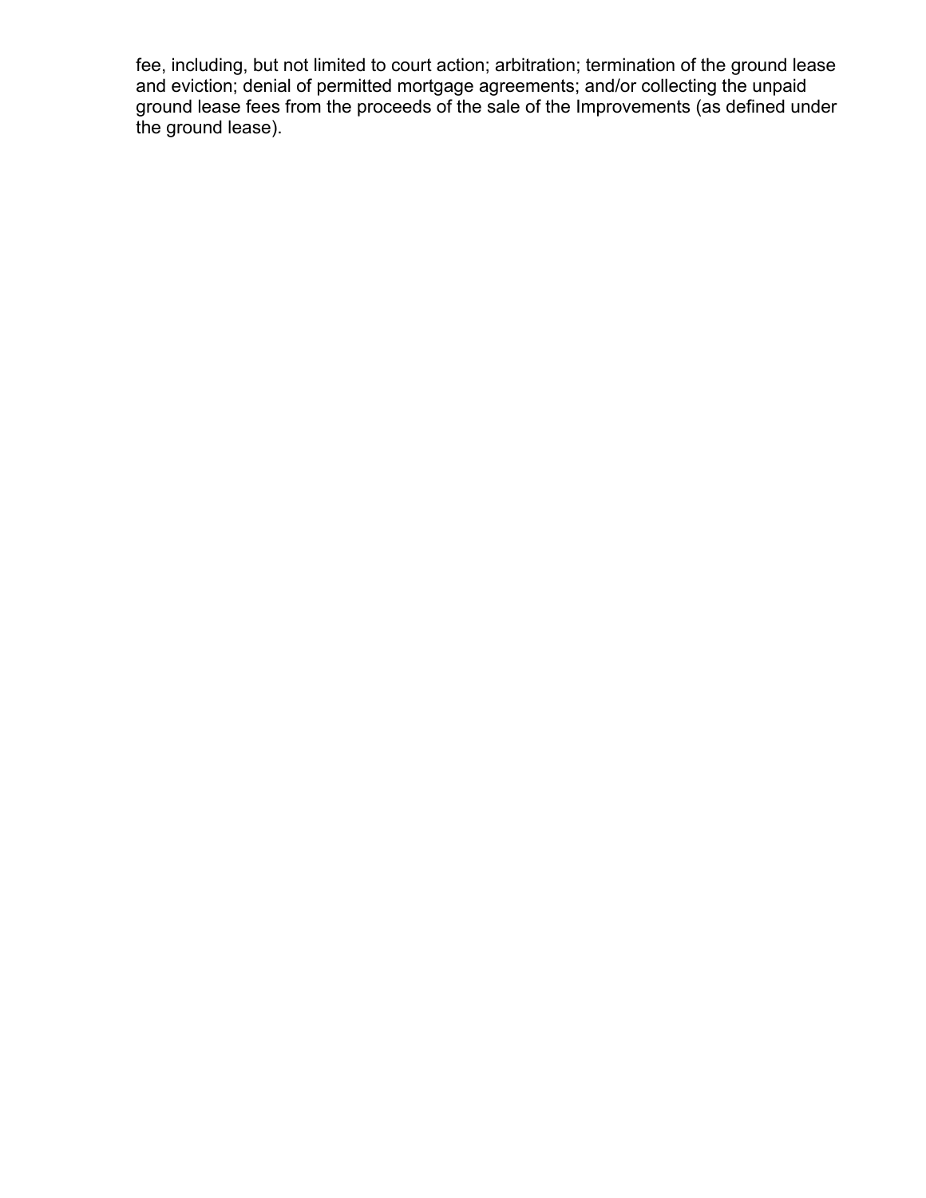fee, including, but not limited to court action; arbitration; termination of the ground lease and eviction; denial of permitted mortgage agreements; and/or collecting the unpaid ground lease fees from the proceeds of the sale of the Improvements (as defined under the ground lease).